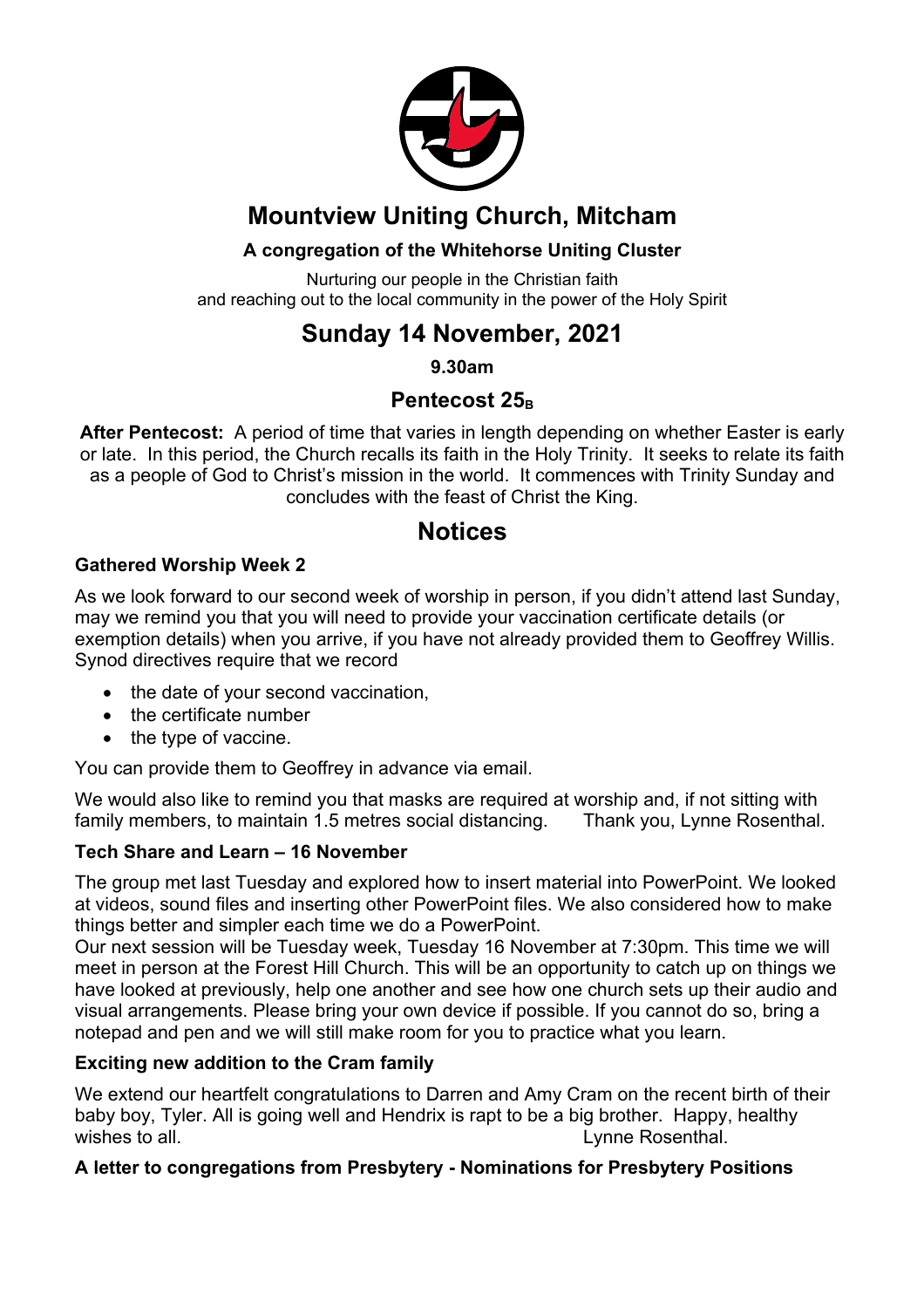# Mountview Uniting Church, Mitcham

### A congregation of the Whitehorse Uniting Cluster

Nurturing our people in the Christian faith
and reaching out to the local community in the power of the Holy Spirit

# Sunday 14 November, 2021

**9.30am**

## Pentecost $25_B$

**After Pentecost:** A period of time that varies in length depending on whether Easter is early or late. In this period, the Church recalls its faith in the Holy Trinity. It seeks to relate its faith as a people of God to Christ's mission in the world. It commences with Trinity Sunday and concludes with the feast of Christ the King.

# Notices

### Gathered Worship Week 2

As we look forward to our second week of worship in person, if you didn't attend last Sunday, may we remind you that you will need to provide your vaccination certificate details (or exemption details) when you arrive, if you have not already provided them to Geoffrey Willis. Synod directives require that we record

- the date of your second vaccination,
- the certificate number
- the type of vaccine.

You can provide them to Geoffrey in advance via email.

We would also like to remind you that masks are required at worship and, if not sitting with family members, to maintain 1.5 metres social distancing. Thank you, Lynne Rosenthal.

### Tech Share and Learn – 16 November

The group met last Tuesday and explored how to insert material into PowerPoint. We looked at videos, sound files and inserting other PowerPoint files. We also considered how to make things better and simpler each time we do a PowerPoint.
Our next session will be Tuesday week, Tuesday 16 November at 7:30pm. This time we will meet in person at the Forest Hill Church. This will be an opportunity to catch up on things we have looked at previously, help one another and see how one church sets up their audio and visual arrangements. Please bring your own device if possible. If you cannot do so, bring a notepad and pen and we will still make room for you to practice what you learn.

### Exciting new addition to the Cram family

We extend our heartfelt congratulations to Darren and Amy Cram on the recent birth of their baby boy, Tyler. All is going well and Hendrix is rapt to be a big brother. Happy, healthy wishes to all. Lynne Rosenthal.

### A letter to congregations from Presbytery - Nominations for Presbytery Positions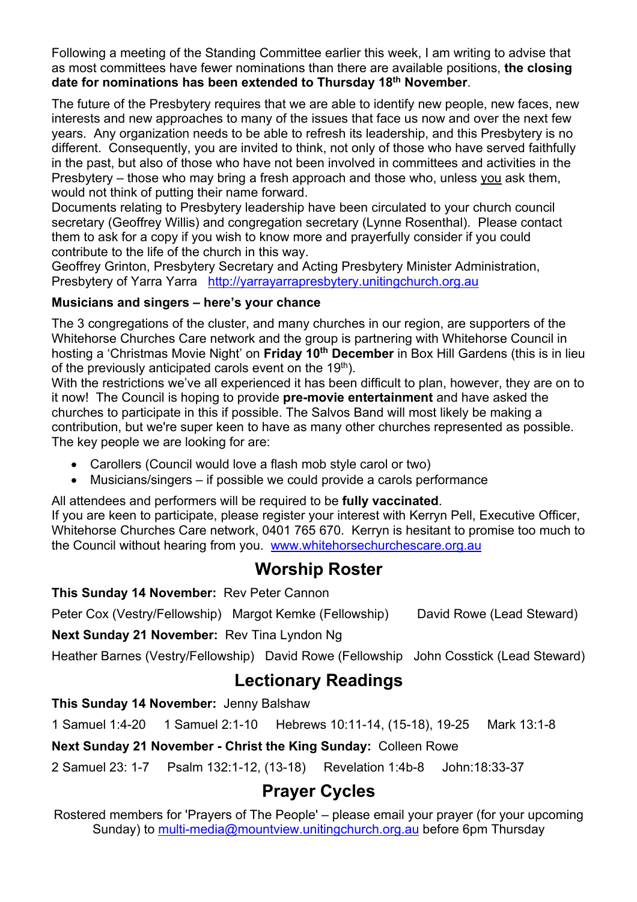Following a meeting of the Standing Committee earlier this week, I am writing to advise that as most committees have fewer nominations than there are available positions, **the closing date for nominations has been extended to Thursday 18th November**.

The future of the Presbytery requires that we are able to identify new people, new faces, new interests and new approaches to many of the issues that face us now and over the next few years. Any organization needs to be able to refresh its leadership, and this Presbytery is no different. Consequently, you are invited to think, not only of those who have served faithfully in the past, but also of those who have not been involved in committees and activities in the Presbytery – those who may bring a fresh approach and those who, unless you ask them, would not think of putting their name forward.

Documents relating to Presbytery leadership have been circulated to your church council secretary (Geoffrey Willis) and congregation secretary (Lynne Rosenthal). Please contact them to ask for a copy if you wish to know more and prayerfully consider if you could contribute to the life of the church in this way.

Geoffrey Grinton, Presbytery Secretary and Acting Presbytery Minister Administration, Presbytery of Yarra Yarra http://yarrayarrapresbytery.unitingchurch.org.au

**Musicians and singers – here's your chance**

The 3 congregations of the cluster, and many churches in our region, are supporters of the Whitehorse Churches Care network and the group is partnering with Whitehorse Council in hosting a 'Christmas Movie Night' on **Friday 10th December** in Box Hill Gardens (this is in lieu of the previously anticipated carols event on the 19th).

With the restrictions we've all experienced it has been difficult to plan, however, they are on to it now! The Council is hoping to provide **pre-movie entertainment** and have asked the churches to participate in this if possible. The Salvos Band will most likely be making a contribution, but we're super keen to have as many other churches represented as possible. The key people we are looking for are:

- Carollers (Council would love a flash mob style carol or two)
- Musicians/singers – if possible we could provide a carols performance

All attendees and performers will be required to be **fully vaccinated**.

If you are keen to participate, please register your interest with Kerryn Pell, Executive Officer, Whitehorse Churches Care network, 0401 765 670. Kerryn is hesitant to promise too much to the Council without hearing from you. www.whitehorsechurchescare.org.au

## Worship Roster

**This Sunday 14 November:** Rev Peter Cannon

Peter Cox (Vestry/Fellowship) Margot Kemke (Fellowship) David Rowe (Lead Steward)

**Next Sunday 21 November:** Rev Tina Lyndon Ng

Heather Barnes (Vestry/Fellowship) David Rowe (Fellowship John Cosstick (Lead Steward)

## Lectionary Readings

**This Sunday 14 November:** Jenny Balshaw

1 Samuel 1:4-20 1 Samuel 2:1-10 Hebrews 10:11-14, (15-18), 19-25 Mark 13:1-8

**Next Sunday 21 November - Christ the King Sunday:** Colleen Rowe

2 Samuel 23: 1-7 Psalm 132:1-12, (13-18) Revelation 1:4b-8 John:18:33-37

## Prayer Cycles

Rostered members for 'Prayers of The People' – please email your prayer (for your upcoming Sunday) to multi-media@mountview.unitingchurch.org.au before 6pm Thursday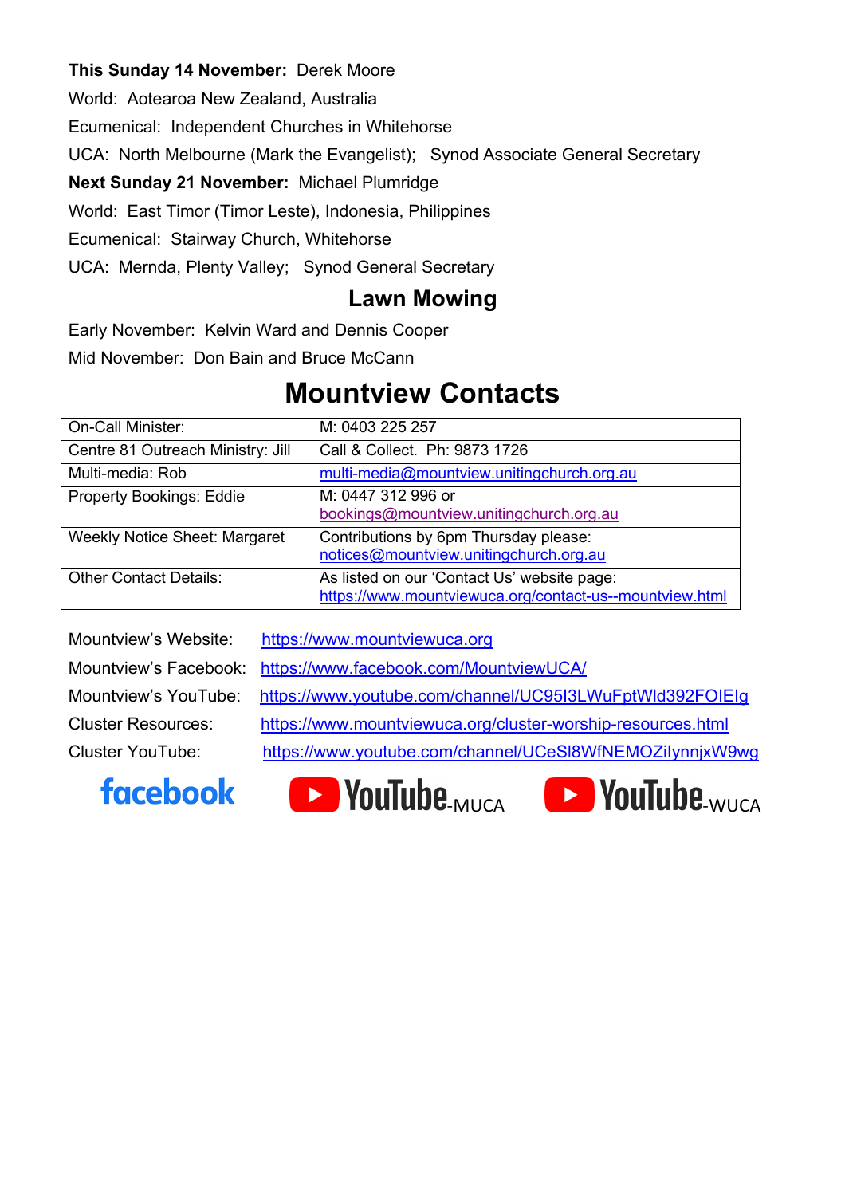**This Sunday 14 November:** Derek Moore

World: Aotearoa New Zealand, Australia

Ecumenical: Independent Churches in Whitehorse

UCA: North Melbourne (Mark the Evangelist); Synod Associate General Secretary

**Next Sunday 21 November:** Michael Plumridge

World: East Timor (Timor Leste), Indonesia, Philippines

Ecumenical: Stairway Church, Whitehorse

UCA: Mernda, Plenty Valley; Synod General Secretary

## Lawn Mowing

Early November: Kelvin Ward and Dennis Cooper

Mid November: Don Bain and Bruce McCann

# Mountview Contacts

| | |
|---|---|
| On-Call Minister: | M: 0403 225 257 |
| Centre 81 Outreach Ministry: Jill | Call & Collect. Ph: 9873 1726 |
| Multi-media: Rob | multi-media@mountview.unitingchurch.org.au |
| Property Bookings: Eddie | M: 0447 312 996 or bookings@mountview.unitingchurch.org.au |
| Weekly Notice Sheet: Margaret | Contributions by 6pm Thursday please: notices@mountview.unitingchurch.org.au |
| Other Contact Details: | As listed on our 'Contact Us' website page: https://www.mountviewuca.org/contact-us--mountview.html |

Mountview's Website: https://www.mountviewuca.org

Mountview's Facebook: https://www.facebook.com/MountviewUCA/

Mountview's YouTube: https://www.youtube.com/channel/UC95I3LWuFptWld392FOIEIg

Cluster Resources: https://www.mountviewuca.org/cluster-worship-resources.html

Cluster YouTube: https://www.youtube.com/channel/UCeSl8WfNEMOZiIynnjxW9wg

facebook YouTube-MUCA YouTube-WUCA